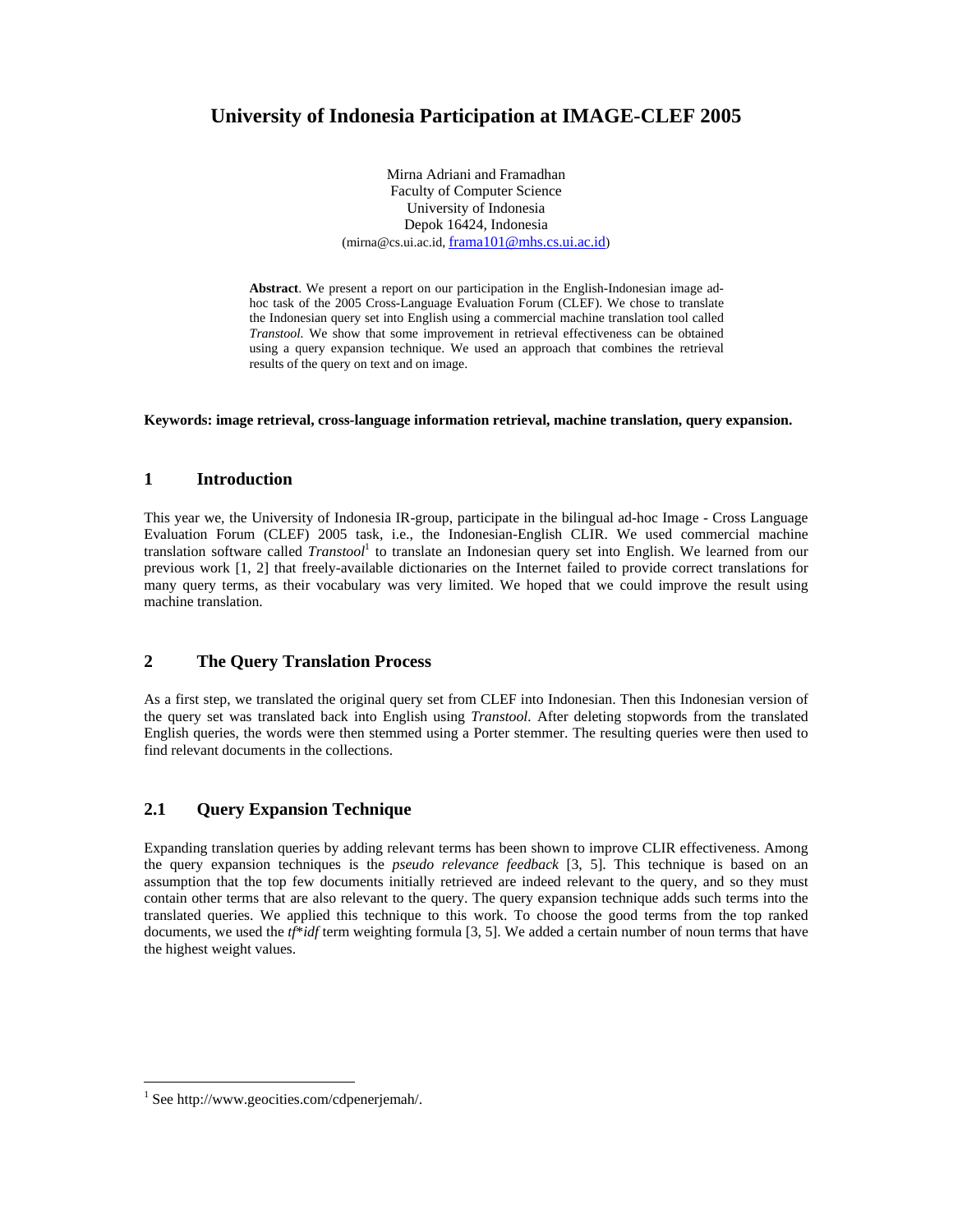# University of Indonesia Participation at IMAGE-CLEF 2005

Mirna Adriani and Framadhan
Faculty of Computer Science
University of Indonesia
Depok 16424, Indonesia
(mirna@cs.ui.ac.id, frama101@mhs.cs.ui.ac.id)

**Abstract**. We present a report on our participation in the English-Indonesian image ad-hoc task of the 2005 Cross-Language Evaluation Forum (CLEF). We chose to translate the Indonesian query set into English using a commercial machine translation tool called *Transtool*. We show that some improvement in retrieval effectiveness can be obtained using a query expansion technique. We used an approach that combines the retrieval results of the query on text and on image.

**Keywords: image retrieval, cross-language information retrieval, machine translation, query expansion.**

## 1 Introduction

This year we, the University of Indonesia IR-group, participate in the bilingual ad-hoc Image - Cross Language Evaluation Forum (CLEF) 2005 task, i.e., the Indonesian-English CLIR. We used commercial machine translation software called *Transtool*[1] to translate an Indonesian query set into English. We learned from our previous work [1, 2] that freely-available dictionaries on the Internet failed to provide correct translations for many query terms, as their vocabulary was very limited. We hoped that we could improve the result using machine translation.

## 2 The Query Translation Process

As a first step, we translated the original query set from CLEF into Indonesian. Then this Indonesian version of the query set was translated back into English using *Transtool*. After deleting stopwords from the translated English queries, the words were then stemmed using a Porter stemmer. The resulting queries were then used to find relevant documents in the collections.

## 2.1 Query Expansion Technique

Expanding translation queries by adding relevant terms has been shown to improve CLIR effectiveness. Among the query expansion techniques is the *pseudo relevance feedback* [3, 5]. This technique is based on an assumption that the top few documents initially retrieved are indeed relevant to the query, and so they must contain other terms that are also relevant to the query. The query expansion technique adds such terms into the translated queries. We applied this technique to this work. To choose the good terms from the top ranked documents, we used the *tf*\**idf* term weighting formula [3, 5]. We added a certain number of noun terms that have the highest weight values.

---

[1] See http://www.geocities.com/cdpenerjemah/.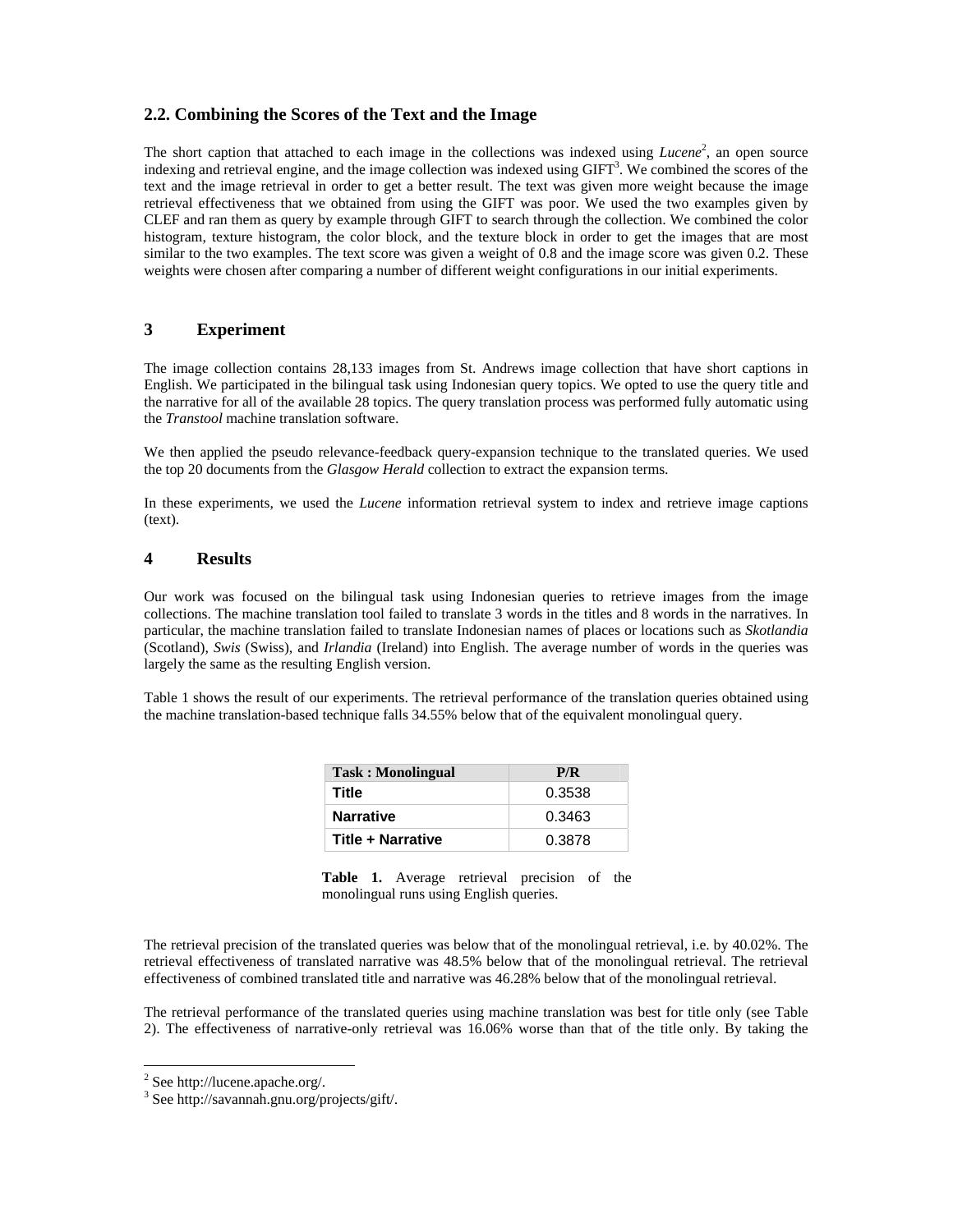### 2.2. Combining the Scores of the Text and the Image

The short caption that attached to each image in the collections was indexed using *Lucene*[2], an open source indexing and retrieval engine, and the image collection was indexed using GIFT[3]. We combined the scores of the text and the image retrieval in order to get a better result. The text was given more weight because the image retrieval effectiveness that we obtained from using the GIFT was poor. We used the two examples given by CLEF and ran them as query by example through GIFT to search through the collection. We combined the color histogram, texture histogram, the color block, and the texture block in order to get the images that are most similar to the two examples. The text score was given a weight of 0.8 and the image score was given 0.2. These weights were chosen after comparing a number of different weight configurations in our initial experiments.

## 3 Experiment

The image collection contains 28,133 images from St. Andrews image collection that have short captions in English. We participated in the bilingual task using Indonesian query topics. We opted to use the query title and the narrative for all of the available 28 topics. The query translation process was performed fully automatic using the *Transtool* machine translation software.

We then applied the pseudo relevance-feedback query-expansion technique to the translated queries. We used the top 20 documents from the *Glasgow Herald* collection to extract the expansion terms.

In these experiments, we used the *Lucene* information retrieval system to index and retrieve image captions (text).

## 4 Results

Our work was focused on the bilingual task using Indonesian queries to retrieve images from the image collections. The machine translation tool failed to translate 3 words in the titles and 8 words in the narratives. In particular, the machine translation failed to translate Indonesian names of places or locations such as *Skotlandia* (Scotland), *Swis* (Swiss), and *Irlandia* (Ireland) into English. The average number of words in the queries was largely the same as the resulting English version.

Table 1 shows the result of our experiments. The retrieval performance of the translation queries obtained using the machine translation-based technique falls 34.55% below that of the equivalent monolingual query.

| Task : Monolingual | P/R |
|---|---|
| **Title** | 0.3538 |
| **Narrative** | 0.3463 |
| **Title + Narrative** | 0.3878 |

**Table 1.** Average retrieval precision of the monolingual runs using English queries.

The retrieval precision of the translated queries was below that of the monolingual retrieval, i.e. by 40.02%. The retrieval effectiveness of translated narrative was 48.5% below that of the monolingual retrieval. The retrieval effectiveness of combined translated title and narrative was 46.28% below that of the monolingual retrieval.

The retrieval performance of the translated queries using machine translation was best for title only (see Table 2). The effectiveness of narrative-only retrieval was 16.06% worse than that of the title only. By taking the

[2] See http://lucene.apache.org/.

[3] See http://savannah.gnu.org/projects/gift/.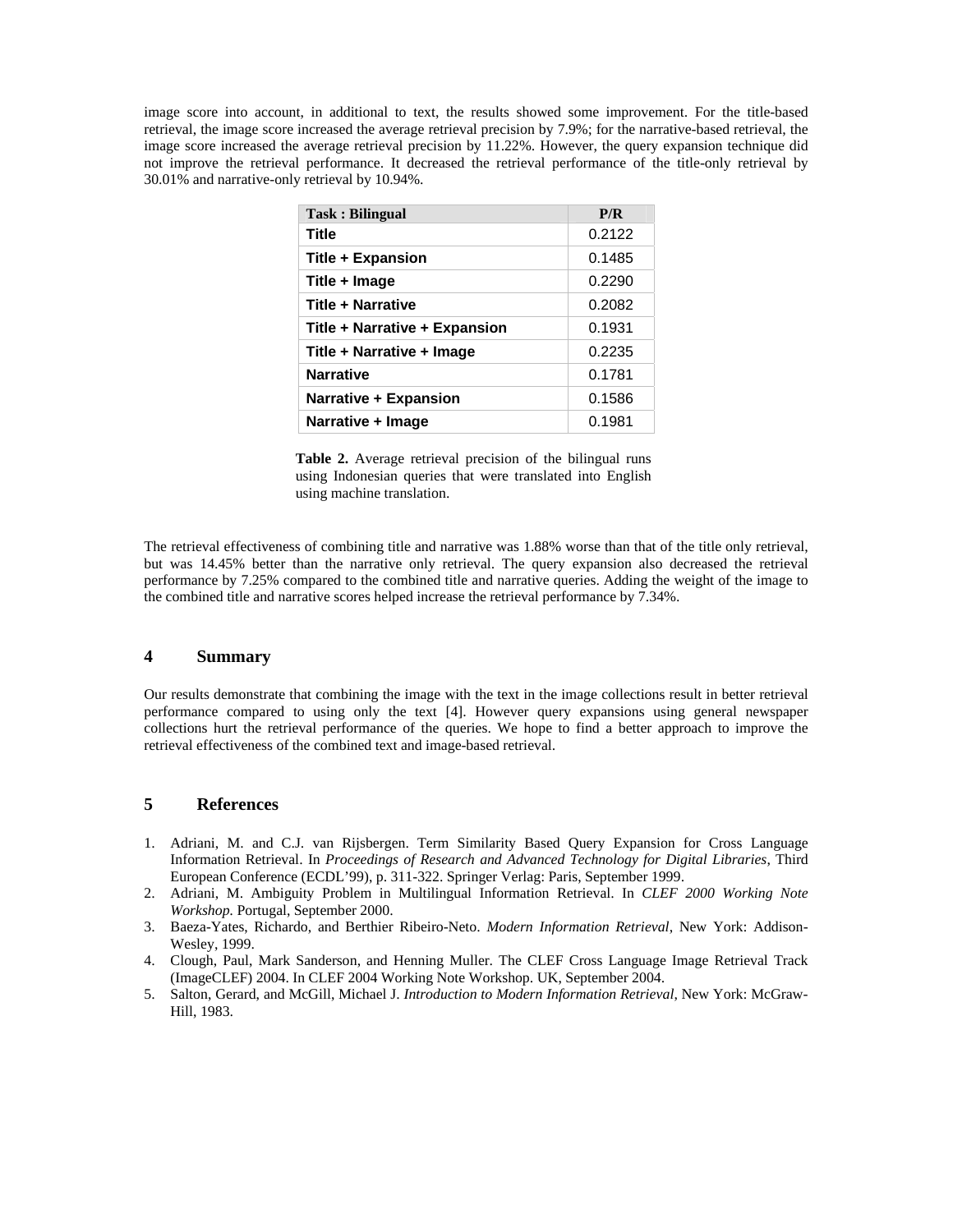image score into account, in additional to text, the results showed some improvement. For the title-based retrieval, the image score increased the average retrieval precision by 7.9%; for the narrative-based retrieval, the image score increased the average retrieval precision by 11.22%. However, the query expansion technique did not improve the retrieval performance. It decreased the retrieval performance of the title-only retrieval by 30.01% and narrative-only retrieval by 10.94%.

| Task : Bilingual | P/R |
|---|---|
| **Title** | 0.2122 |
| **Title + Expansion** | 0.1485 |
| **Title + Image** | 0.2290 |
| **Title + Narrative** | 0.2082 |
| **Title + Narrative + Expansion** | 0.1931 |
| **Title + Narrative + Image** | 0.2235 |
| **Narrative** | 0.1781 |
| **Narrative + Expansion** | 0.1586 |
| **Narrative + Image** | 0.1981 |

**Table 2.** Average retrieval precision of the bilingual runs using Indonesian queries that were translated into English using machine translation.

The retrieval effectiveness of combining title and narrative was 1.88% worse than that of the title only retrieval, but was 14.45% better than the narrative only retrieval. The query expansion also decreased the retrieval performance by 7.25% compared to the combined title and narrative queries. Adding the weight of the image to the combined title and narrative scores helped increase the retrieval performance by 7.34%.

## 4 Summary

Our results demonstrate that combining the image with the text in the image collections result in better retrieval performance compared to using only the text [4]. However query expansions using general newspaper collections hurt the retrieval performance of the queries. We hope to find a better approach to improve the retrieval effectiveness of the combined text and image-based retrieval.

## 5 References

1. Adriani, M. and C.J. van Rijsbergen. Term Similarity Based Query Expansion for Cross Language Information Retrieval. In *Proceedings of Research and Advanced Technology for Digital Libraries*, Third European Conference (ECDL'99), p. 311-322. Springer Verlag: Paris, September 1999.
2. Adriani, M. Ambiguity Problem in Multilingual Information Retrieval. In *CLEF 2000 Working Note Workshop*. Portugal, September 2000.
3. Baeza-Yates, Richardo, and Berthier Ribeiro-Neto. *Modern Information Retrieval*, New York: Addison-Wesley, 1999.
4. Clough, Paul, Mark Sanderson, and Henning Muller. The CLEF Cross Language Image Retrieval Track (ImageCLEF) 2004. In CLEF 2004 Working Note Workshop. UK, September 2004.
5. Salton, Gerard, and McGill, Michael J. *Introduction to Modern Information Retrieval*, New York: McGraw-Hill, 1983.